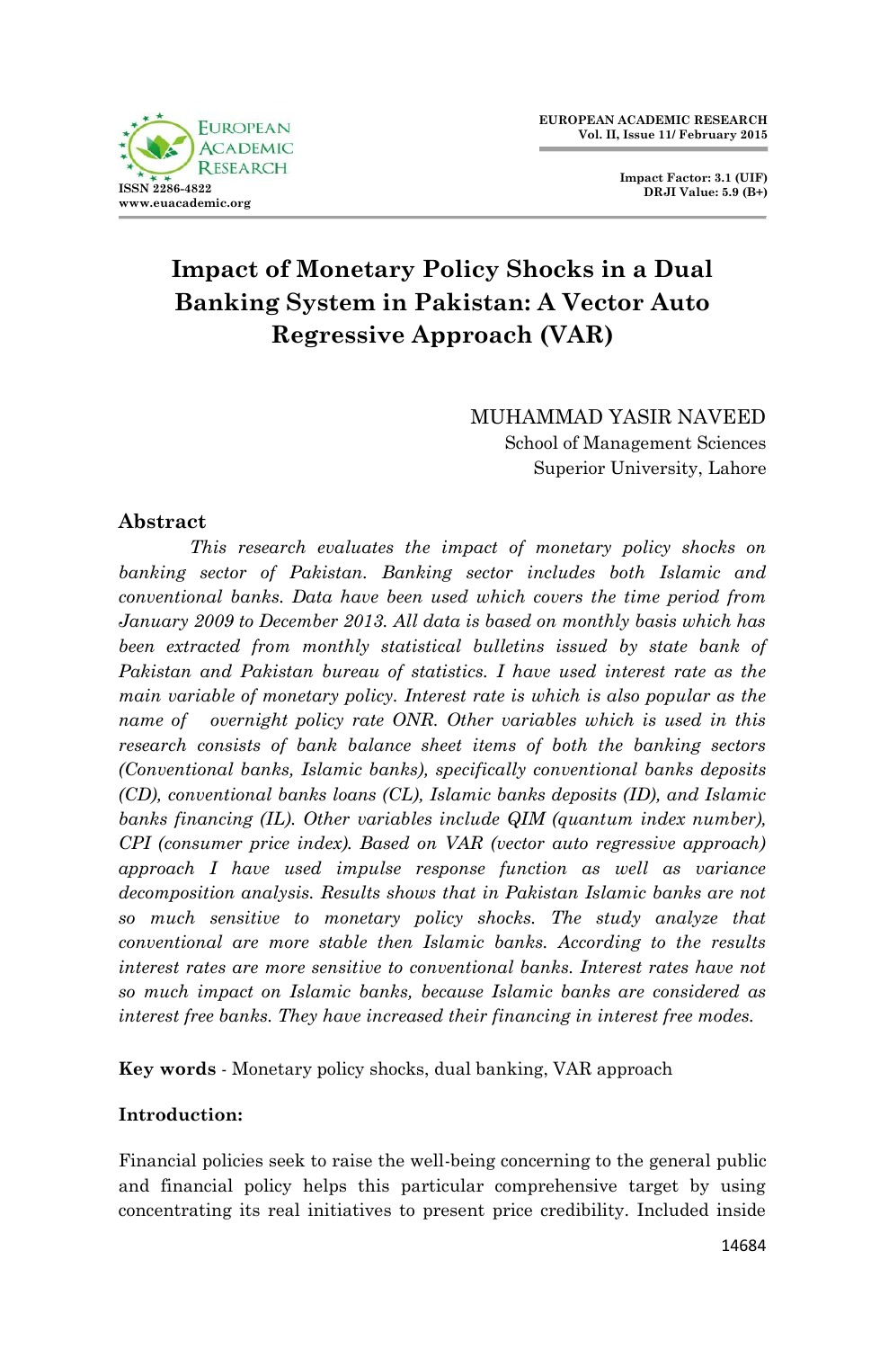# Impact of Monetary Policy Shocks in a Dual Banking System in Pakistan: A Vector Auto Regressive Approach (VAR)

MUHAMMAD YASIR NAVEED
School of Management Sciences
Superior University, Lahore

## Abstract

*This research evaluates the impact of monetary policy shocks on banking sector of Pakistan. Banking sector includes both Islamic and conventional banks. Data have been used which covers the time period from January 2009 to December 2013. All data is based on monthly basis which has been extracted from monthly statistical bulletins issued by state bank of Pakistan and Pakistan bureau of statistics. I have used interest rate as the main variable of monetary policy. Interest rate is which is also popular as the name of overnight policy rate ONR. Other variables which is used in this research consists of bank balance sheet items of both the banking sectors (Conventional banks, Islamic banks), specifically conventional banks deposits (CD), conventional banks loans (CL), Islamic banks deposits (ID), and Islamic banks financing (IL). Other variables include QIM (quantum index number), CPI (consumer price index). Based on VAR (vector auto regressive approach) approach I have used impulse response function as well as variance decomposition analysis. Results shows that in Pakistan Islamic banks are not so much sensitive to monetary policy shocks. The study analyze that conventional are more stable then Islamic banks. According to the results interest rates are more sensitive to conventional banks. Interest rates have not so much impact on Islamic banks, because Islamic banks are considered as interest free banks. They have increased their financing in interest free modes.*

**Key words** - Monetary policy shocks, dual banking, VAR approach

## Introduction:

Financial policies seek to raise the well-being concerning to the general public and financial policy helps this particular comprehensive target by using concentrating its real initiatives to present price credibility. Included inside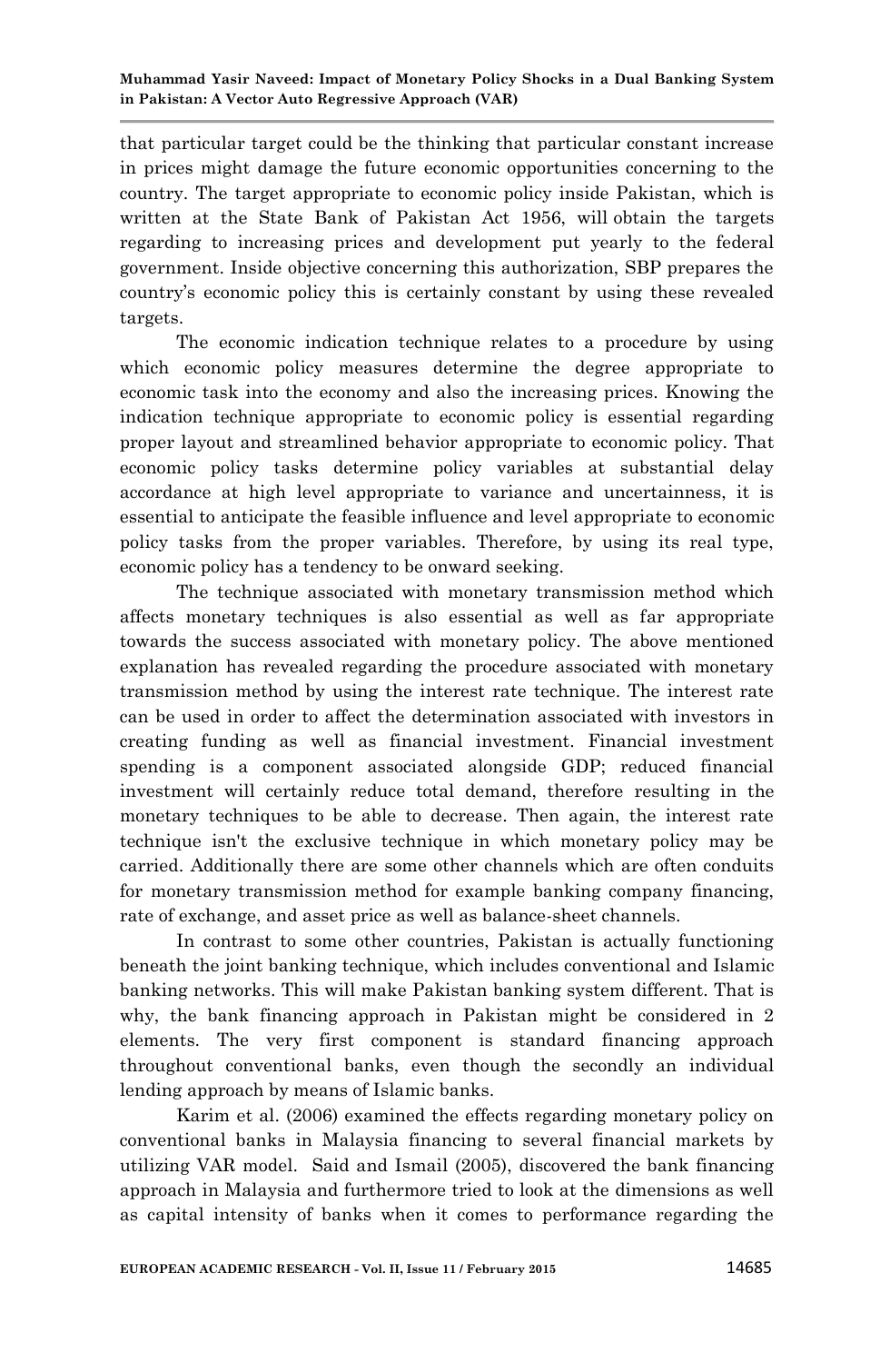that particular target could be the thinking that particular constant increase in prices might damage the future economic opportunities concerning to the country. The target appropriate to economic policy inside Pakistan, which is written at the State Bank of Pakistan Act 1956, will obtain the targets regarding to increasing prices and development put yearly to the federal government. Inside objective concerning this authorization, SBP prepares the country's economic policy this is certainly constant by using these revealed targets.

The economic indication technique relates to a procedure by using which economic policy measures determine the degree appropriate to economic task into the economy and also the increasing prices. Knowing the indication technique appropriate to economic policy is essential regarding proper layout and streamlined behavior appropriate to economic policy. That economic policy tasks determine policy variables at substantial delay accordance at high level appropriate to variance and uncertainness, it is essential to anticipate the feasible influence and level appropriate to economic policy tasks from the proper variables. Therefore, by using its real type, economic policy has a tendency to be onward seeking.

The technique associated with monetary transmission method which affects monetary techniques is also essential as well as far appropriate towards the success associated with monetary policy. The above mentioned explanation has revealed regarding the procedure associated with monetary transmission method by using the interest rate technique. The interest rate can be used in order to affect the determination associated with investors in creating funding as well as financial investment. Financial investment spending is a component associated alongside GDP; reduced financial investment will certainly reduce total demand, therefore resulting in the monetary techniques to be able to decrease. Then again, the interest rate technique isn't the exclusive technique in which monetary policy may be carried. Additionally there are some other channels which are often conduits for monetary transmission method for example banking company financing, rate of exchange, and asset price as well as balance-sheet channels.

In contrast to some other countries, Pakistan is actually functioning beneath the joint banking technique, which includes conventional and Islamic banking networks. This will make Pakistan banking system different. That is why, the bank financing approach in Pakistan might be considered in 2 elements. The very first component is standard financing approach throughout conventional banks, even though the secondly an individual lending approach by means of Islamic banks.

Karim et al. (2006) examined the effects regarding monetary policy on conventional banks in Malaysia financing to several financial markets by utilizing VAR model. Said and Ismail (2005), discovered the bank financing approach in Malaysia and furthermore tried to look at the dimensions as well as capital intensity of banks when it comes to performance regarding the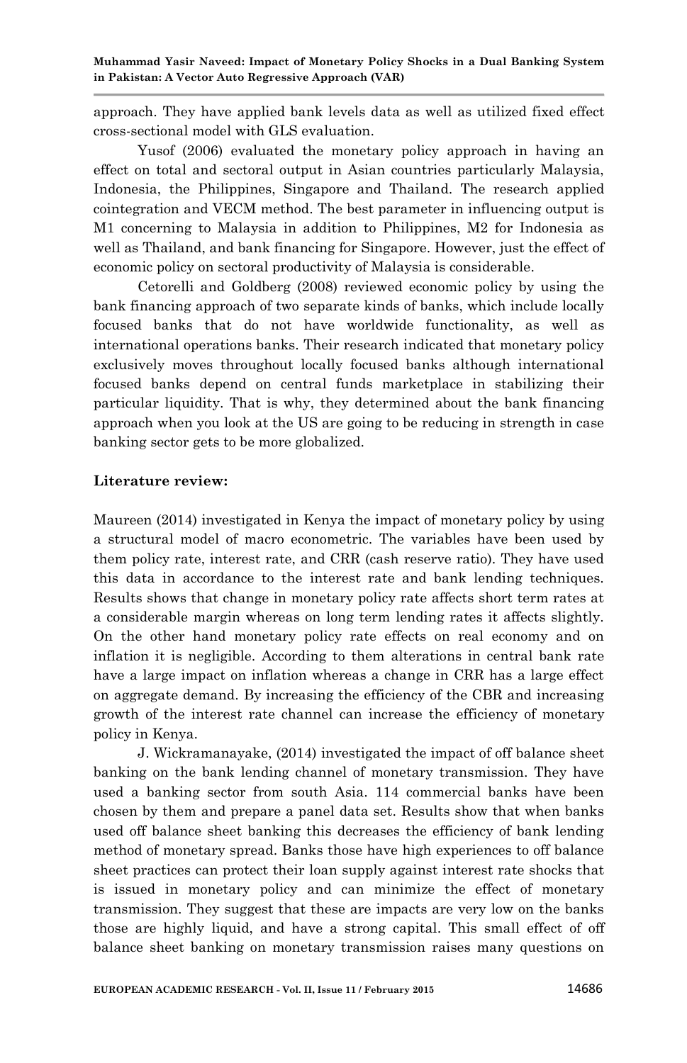approach. They have applied bank levels data as well as utilized fixed effect cross-sectional model with GLS evaluation.

Yusof (2006) evaluated the monetary policy approach in having an effect on total and sectoral output in Asian countries particularly Malaysia, Indonesia, the Philippines, Singapore and Thailand. The research applied cointegration and VECM method. The best parameter in influencing output is M1 concerning to Malaysia in addition to Philippines, M2 for Indonesia as well as Thailand, and bank financing for Singapore. However, just the effect of economic policy on sectoral productivity of Malaysia is considerable.

Cetorelli and Goldberg (2008) reviewed economic policy by using the bank financing approach of two separate kinds of banks, which include locally focused banks that do not have worldwide functionality, as well as international operations banks. Their research indicated that monetary policy exclusively moves throughout locally focused banks although international focused banks depend on central funds marketplace in stabilizing their particular liquidity. That is why, they determined about the bank financing approach when you look at the US are going to be reducing in strength in case banking sector gets to be more globalized.

**Literature review:**

Maureen (2014) investigated in Kenya the impact of monetary policy by using a structural model of macro econometric. The variables have been used by them policy rate, interest rate, and CRR (cash reserve ratio). They have used this data in accordance to the interest rate and bank lending techniques. Results shows that change in monetary policy rate affects short term rates at a considerable margin whereas on long term lending rates it affects slightly. On the other hand monetary policy rate effects on real economy and on inflation it is negligible. According to them alterations in central bank rate have a large impact on inflation whereas a change in CRR has a large effect on aggregate demand. By increasing the efficiency of the CBR and increasing growth of the interest rate channel can increase the efficiency of monetary policy in Kenya.

J. Wickramanayake, (2014) investigated the impact of off balance sheet banking on the bank lending channel of monetary transmission. They have used a banking sector from south Asia. 114 commercial banks have been chosen by them and prepare a panel data set. Results show that when banks used off balance sheet banking this decreases the efficiency of bank lending method of monetary spread. Banks those have high experiences to off balance sheet practices can protect their loan supply against interest rate shocks that is issued in monetary policy and can minimize the effect of monetary transmission. They suggest that these are impacts are very low on the banks those are highly liquid, and have a strong capital. This small effect of off balance sheet banking on monetary transmission raises many questions on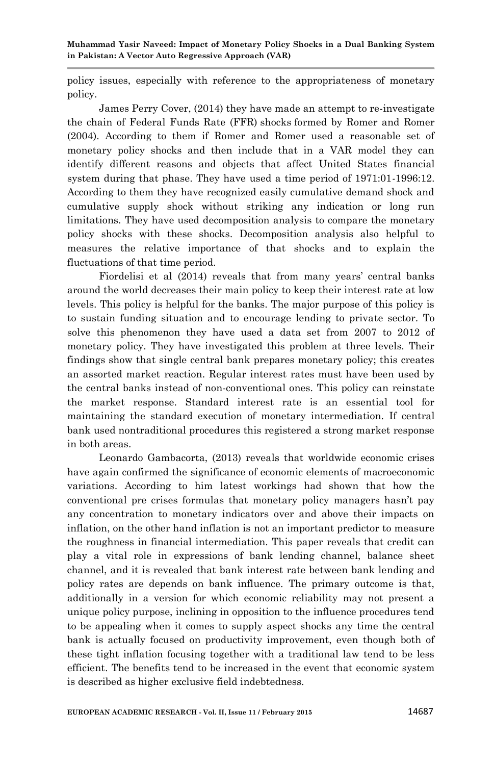policy issues, especially with reference to the appropriateness of monetary policy.

James Perry Cover, (2014) they have made an attempt to re-investigate the chain of Federal Funds Rate (FFR) shocks formed by Romer and Romer (2004). According to them if Romer and Romer used a reasonable set of monetary policy shocks and then include that in a VAR model they can identify different reasons and objects that affect United States financial system during that phase. They have used a time period of 1971:01-1996:12. According to them they have recognized easily cumulative demand shock and cumulative supply shock without striking any indication or long run limitations. They have used decomposition analysis to compare the monetary policy shocks with these shocks. Decomposition analysis also helpful to measures the relative importance of that shocks and to explain the fluctuations of that time period.

Fiordelisi et al (2014) reveals that from many years' central banks around the world decreases their main policy to keep their interest rate at low levels. This policy is helpful for the banks. The major purpose of this policy is to sustain funding situation and to encourage lending to private sector. To solve this phenomenon they have used a data set from 2007 to 2012 of monetary policy. They have investigated this problem at three levels. Their findings show that single central bank prepares monetary policy; this creates an assorted market reaction. Regular interest rates must have been used by the central banks instead of non-conventional ones. This policy can reinstate the market response. Standard interest rate is an essential tool for maintaining the standard execution of monetary intermediation. If central bank used nontraditional procedures this registered a strong market response in both areas.

Leonardo Gambacorta, (2013) reveals that worldwide economic crises have again confirmed the significance of economic elements of macroeconomic variations. According to him latest workings had shown that how the conventional pre crises formulas that monetary policy managers hasn't pay any concentration to monetary indicators over and above their impacts on inflation, on the other hand inflation is not an important predictor to measure the roughness in financial intermediation. This paper reveals that credit can play a vital role in expressions of bank lending channel, balance sheet channel, and it is revealed that bank interest rate between bank lending and policy rates are depends on bank influence. The primary outcome is that, additionally in a version for which economic reliability may not present a unique policy purpose, inclining in opposition to the influence procedures tend to be appealing when it comes to supply aspect shocks any time the central bank is actually focused on productivity improvement, even though both of these tight inflation focusing together with a traditional law tend to be less efficient. The benefits tend to be increased in the event that economic system is described as higher exclusive field indebtedness.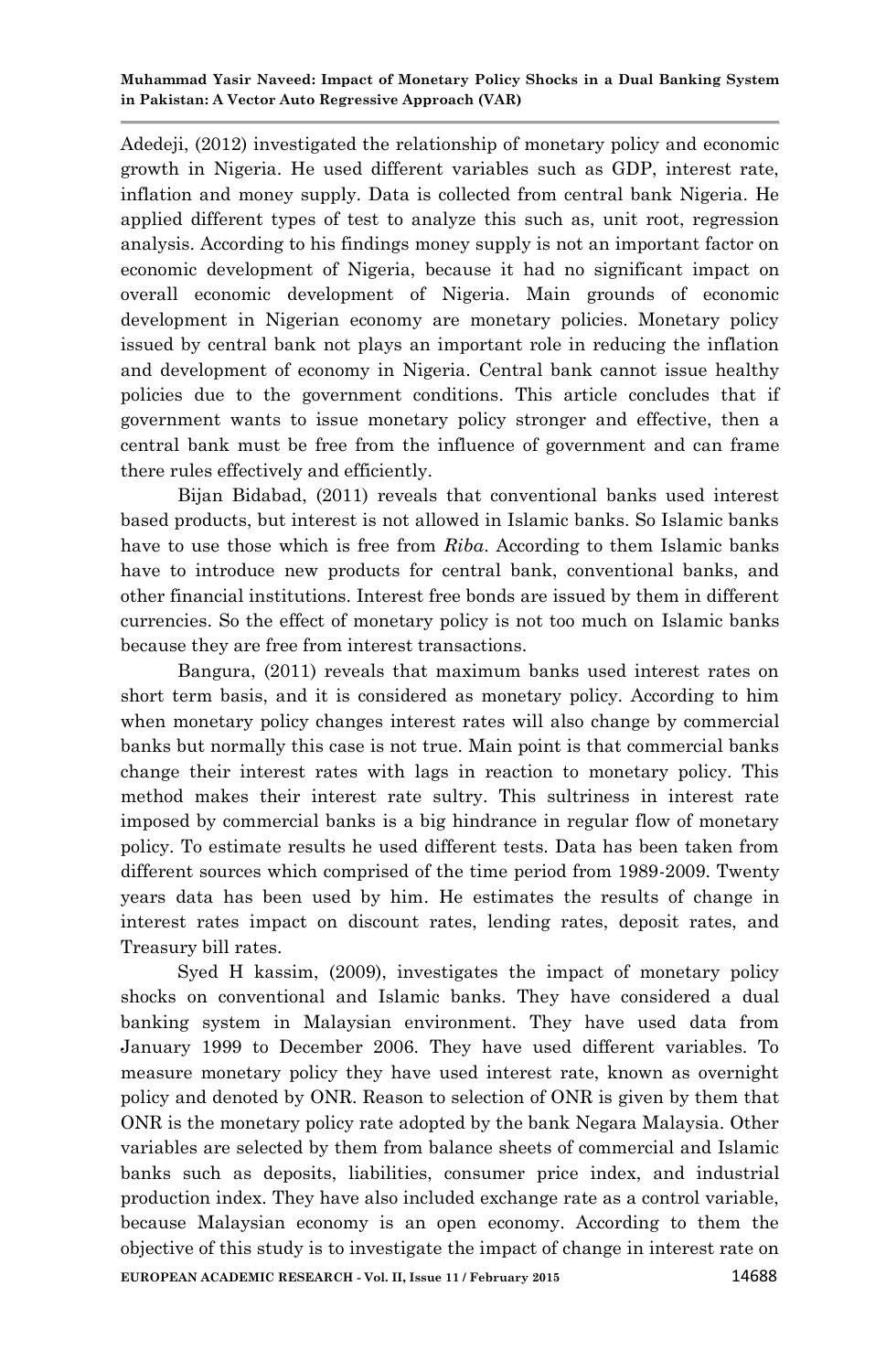Adedeji, (2012) investigated the relationship of monetary policy and economic growth in Nigeria. He used different variables such as GDP, interest rate, inflation and money supply. Data is collected from central bank Nigeria. He applied different types of test to analyze this such as, unit root, regression analysis. According to his findings money supply is not an important factor on economic development of Nigeria, because it had no significant impact on overall economic development of Nigeria. Main grounds of economic development in Nigerian economy are monetary policies. Monetary policy issued by central bank not plays an important role in reducing the inflation and development of economy in Nigeria. Central bank cannot issue healthy policies due to the government conditions. This article concludes that if government wants to issue monetary policy stronger and effective, then a central bank must be free from the influence of government and can frame there rules effectively and efficiently.

Bijan Bidabad, (2011) reveals that conventional banks used interest based products, but interest is not allowed in Islamic banks. So Islamic banks have to use those which is free from *Riba*. According to them Islamic banks have to introduce new products for central bank, conventional banks, and other financial institutions. Interest free bonds are issued by them in different currencies. So the effect of monetary policy is not too much on Islamic banks because they are free from interest transactions.

Bangura, (2011) reveals that maximum banks used interest rates on short term basis, and it is considered as monetary policy. According to him when monetary policy changes interest rates will also change by commercial banks but normally this case is not true. Main point is that commercial banks change their interest rates with lags in reaction to monetary policy. This method makes their interest rate sultry. This sultriness in interest rate imposed by commercial banks is a big hindrance in regular flow of monetary policy. To estimate results he used different tests. Data has been taken from different sources which comprised of the time period from 1989-2009. Twenty years data has been used by him. He estimates the results of change in interest rates impact on discount rates, lending rates, deposit rates, and Treasury bill rates.

Syed H kassim, (2009), investigates the impact of monetary policy shocks on conventional and Islamic banks. They have considered a dual banking system in Malaysian environment. They have used data from January 1999 to December 2006. They have used different variables. To measure monetary policy they have used interest rate, known as overnight policy and denoted by ONR. Reason to selection of ONR is given by them that ONR is the monetary policy rate adopted by the bank Negara Malaysia. Other variables are selected by them from balance sheets of commercial and Islamic banks such as deposits, liabilities, consumer price index, and industrial production index. They have also included exchange rate as a control variable, because Malaysian economy is an open economy. According to them the objective of this study is to investigate the impact of change in interest rate on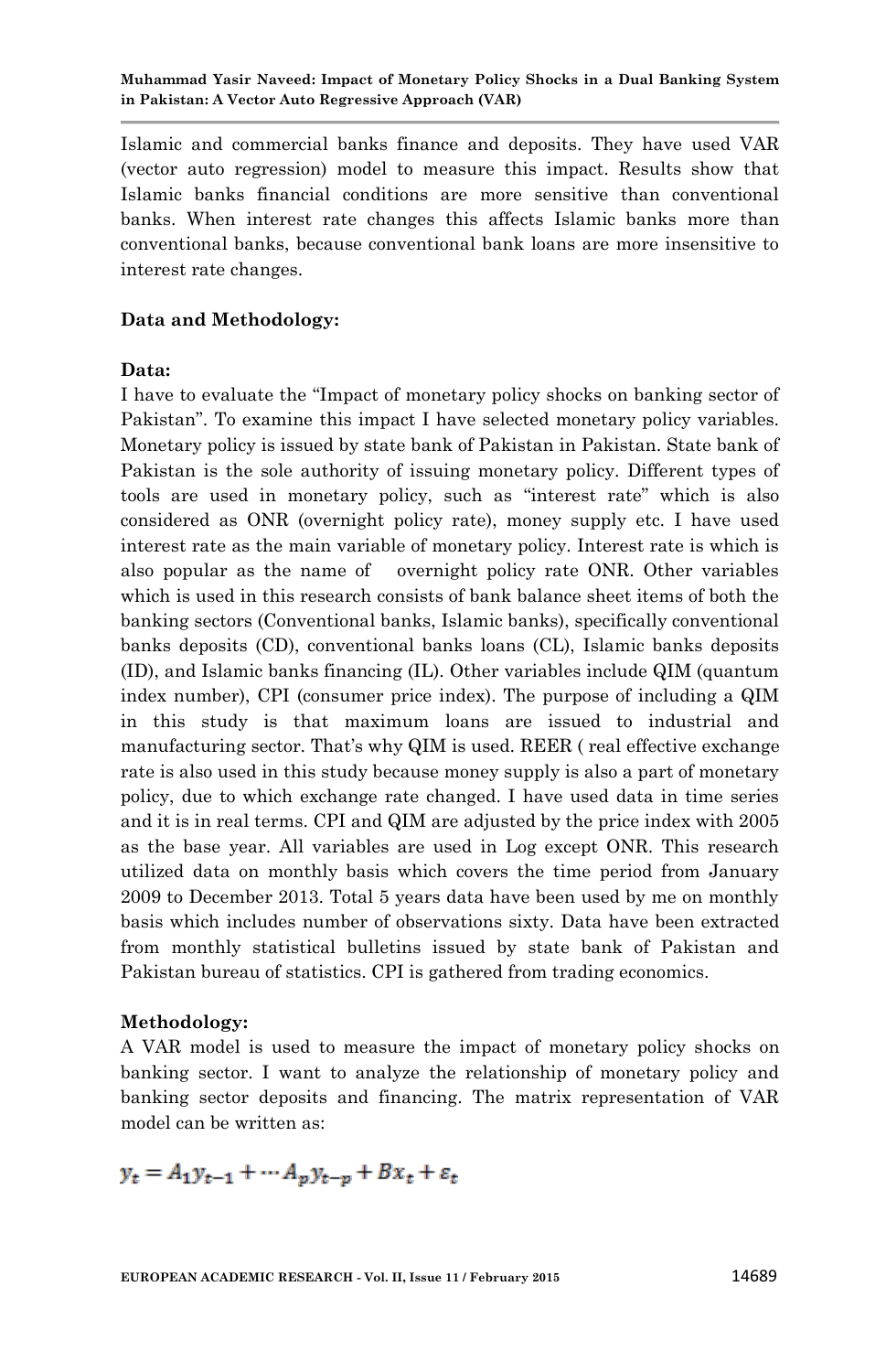Islamic and commercial banks finance and deposits. They have used VAR (vector auto regression) model to measure this impact. Results show that Islamic banks financial conditions are more sensitive than conventional banks. When interest rate changes this affects Islamic banks more than conventional banks, because conventional bank loans are more insensitive to interest rate changes.

## Data and Methodology:

### Data:

I have to evaluate the "Impact of monetary policy shocks on banking sector of Pakistan". To examine this impact I have selected monetary policy variables. Monetary policy is issued by state bank of Pakistan in Pakistan. State bank of Pakistan is the sole authority of issuing monetary policy. Different types of tools are used in monetary policy, such as "interest rate" which is also considered as ONR (overnight policy rate), money supply etc. I have used interest rate as the main variable of monetary policy. Interest rate is which is also popular as the name of overnight policy rate ONR. Other variables which is used in this research consists of bank balance sheet items of both the banking sectors (Conventional banks, Islamic banks), specifically conventional banks deposits (CD), conventional banks loans (CL), Islamic banks deposits (ID), and Islamic banks financing (IL). Other variables include QIM (quantum index number), CPI (consumer price index). The purpose of including a QIM in this study is that maximum loans are issued to industrial and manufacturing sector. That's why QIM is used. REER ( real effective exchange rate is also used in this study because money supply is also a part of monetary policy, due to which exchange rate changed. I have used data in time series and it is in real terms. CPI and QIM are adjusted by the price index with 2005 as the base year. All variables are used in Log except ONR. This research utilized data on monthly basis which covers the time period from January 2009 to December 2013. Total 5 years data have been used by me on monthly basis which includes number of observations sixty. Data have been extracted from monthly statistical bulletins issued by state bank of Pakistan and Pakistan bureau of statistics. CPI is gathered from trading economics.

### Methodology:

A VAR model is used to measure the impact of monetary policy shocks on banking sector. I want to analyze the relationship of monetary policy and banking sector deposits and financing. The matrix representation of VAR model can be written as:

$$y_t = A_1 y_{t-1} + \cdots A_p y_{t-p} + Bx_t + \varepsilon_t$$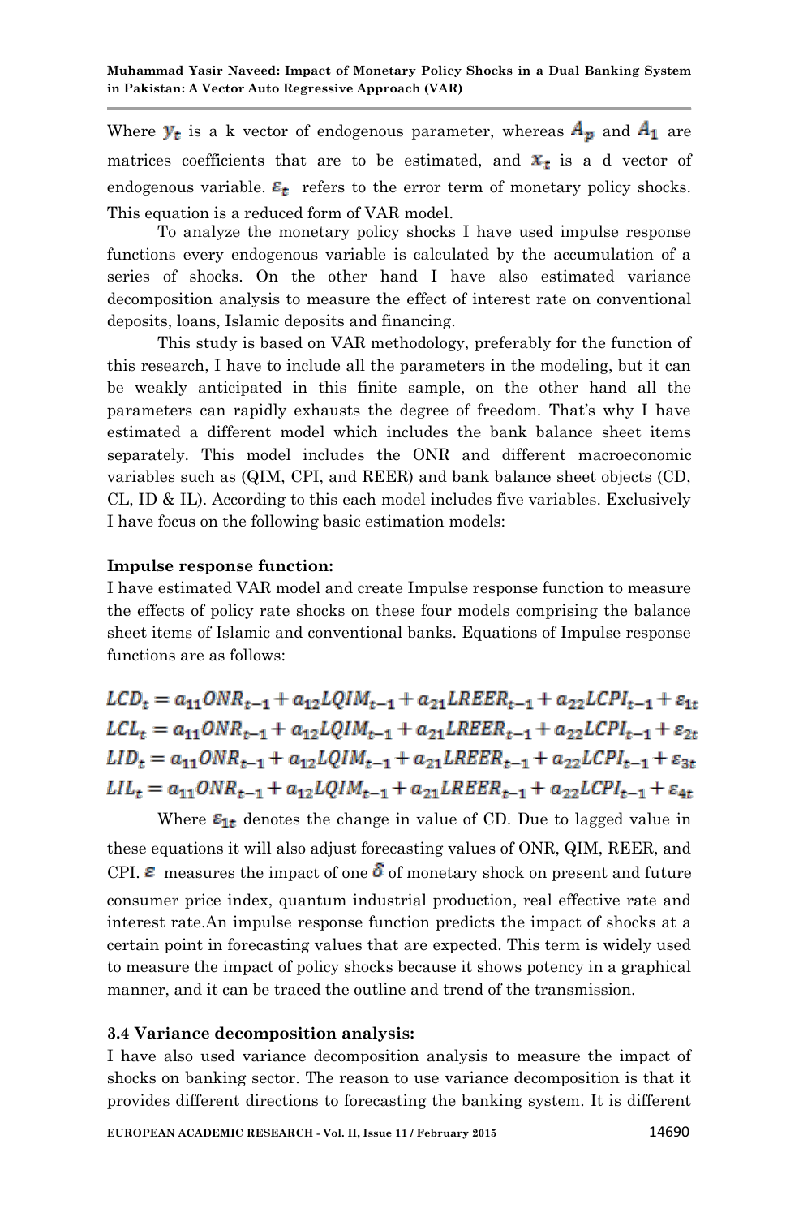Where $y_t$ is a k vector of endogenous parameter, whereas $A_p$ and $A_1$ are matrices coefficients that are to be estimated, and $x_t$ is a d vector of endogenous variable. $\varepsilon_t$ refers to the error term of monetary policy shocks. This equation is a reduced form of VAR model.

To analyze the monetary policy shocks I have used impulse response functions every endogenous variable is calculated by the accumulation of a series of shocks. On the other hand I have also estimated variance decomposition analysis to measure the effect of interest rate on conventional deposits, loans, Islamic deposits and financing.

This study is based on VAR methodology, preferably for the function of this research, I have to include all the parameters in the modeling, but it can be weakly anticipated in this finite sample, on the other hand all the parameters can rapidly exhausts the degree of freedom. That's why I have estimated a different model which includes the bank balance sheet items separately. This model includes the ONR and different macroeconomic variables such as (QIM, CPI, and REER) and bank balance sheet objects (CD, CL, ID & IL). According to this each model includes five variables. Exclusively I have focus on the following basic estimation models:

**Impulse response function:**

I have estimated VAR model and create Impulse response function to measure the effects of policy rate shocks on these four models comprising the balance sheet items of Islamic and conventional banks. Equations of Impulse response functions are as follows:

$$LCD_t = a_{11}ONR_{t-1} + a_{12}LQIM_{t-1} + a_{21}LREER_{t-1} + a_{22}LCPI_{t-1} + \varepsilon_{1t}$$
$$LCL_t = a_{11}ONR_{t-1} + a_{12}LQIM_{t-1} + a_{21}LREER_{t-1} + a_{22}LCPI_{t-1} + \varepsilon_{2t}$$
$$LID_t = a_{11}ONR_{t-1} + a_{12}LQIM_{t-1} + a_{21}LREER_{t-1} + a_{22}LCPI_{t-1} + \varepsilon_{3t}$$
$$LIL_t = a_{11}ONR_{t-1} + a_{12}LQIM_{t-1} + a_{21}LREER_{t-1} + a_{22}LCPI_{t-1} + \varepsilon_{4t}$$

Where $\varepsilon_{1t}$ denotes the change in value of CD. Due to lagged value in these equations it will also adjust forecasting values of ONR, QIM, REER, and CPI. $\varepsilon$ measures the impact of one $\delta$ of monetary shock on present and future consumer price index, quantum industrial production, real effective rate and interest rate.An impulse response function predicts the impact of shocks at a certain point in forecasting values that are expected. This term is widely used to measure the impact of policy shocks because it shows potency in a graphical manner, and it can be traced the outline and trend of the transmission.

**3.4 Variance decomposition analysis:**

I have also used variance decomposition analysis to measure the impact of shocks on banking sector. The reason to use variance decomposition is that it provides different directions to forecasting the banking system. It is different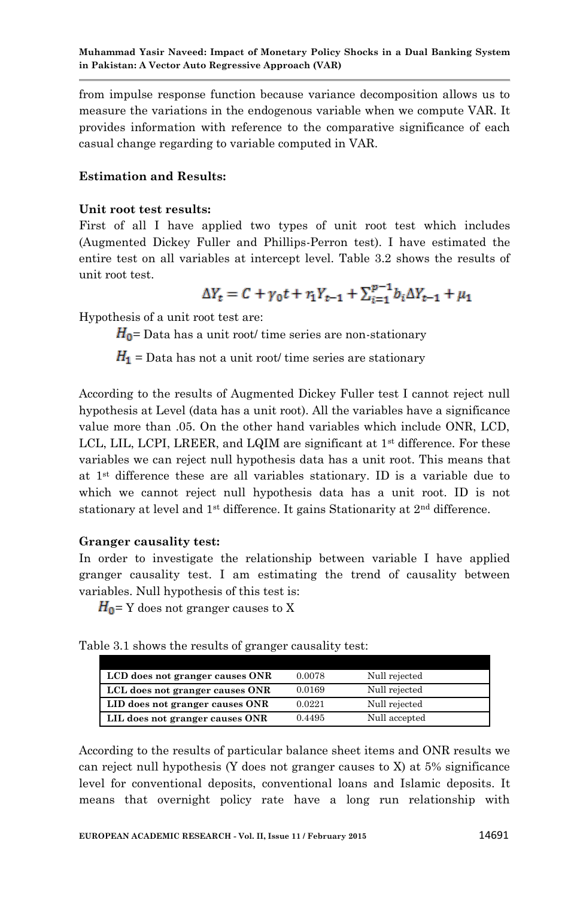from impulse response function because variance decomposition allows us to measure the variations in the endogenous variable when we compute VAR. It provides information with reference to the comparative significance of each casual change regarding to variable computed in VAR.

**Estimation and Results:**

**Unit root test results:**

First of all I have applied two types of unit root test which includes (Augmented Dickey Fuller and Phillips-Perron test). I have estimated the entire test on all variables at intercept level. Table 3.2 shows the results of unit root test.

$$\Delta Y_t = C + \gamma_0 t + r_1 Y_{t-1} + \sum_{i=1}^{p-1} b_i \Delta Y_{t-1} + \mu_1$$

Hypothesis of a unit root test are:

$H_0$= Data has a unit root/ time series are non-stationary

$H_1$ = Data has not a unit root/ time series are stationary

According to the results of Augmented Dickey Fuller test I cannot reject null hypothesis at Level (data has a unit root). All the variables have a significance value more than .05. On the other hand variables which include ONR, LCD, LCL, LIL, LCPI, LREER, and LQIM are significant at 1st difference. For these variables we can reject null hypothesis data has a unit root. This means that at 1st difference these are all variables stationary. ID is a variable due to which we cannot reject null hypothesis data has a unit root. ID is not stationary at level and 1st difference. It gains Stationarity at 2nd difference.

**Granger causality test:**

In order to investigate the relationship between variable I have applied granger causality test. I am estimating the trend of causality between variables. Null hypothesis of this test is:

$H_0$= Y does not granger causes to X

Table 3.1 shows the results of granger causality test:

| | | |
|---|---|---|
| **LCD does not granger causes ONR** | 0.0078 | Null rejected |
| **LCL does not granger causes ONR** | 0.0169 | Null rejected |
| **LID does not granger causes ONR** | 0.0221 | Null rejected |
| **LIL does not granger causes ONR** | 0.4495 | Null accepted |

According to the results of particular balance sheet items and ONR results we can reject null hypothesis (Y does not granger causes to X) at 5% significance level for conventional deposits, conventional loans and Islamic deposits. It means that overnight policy rate have a long run relationship with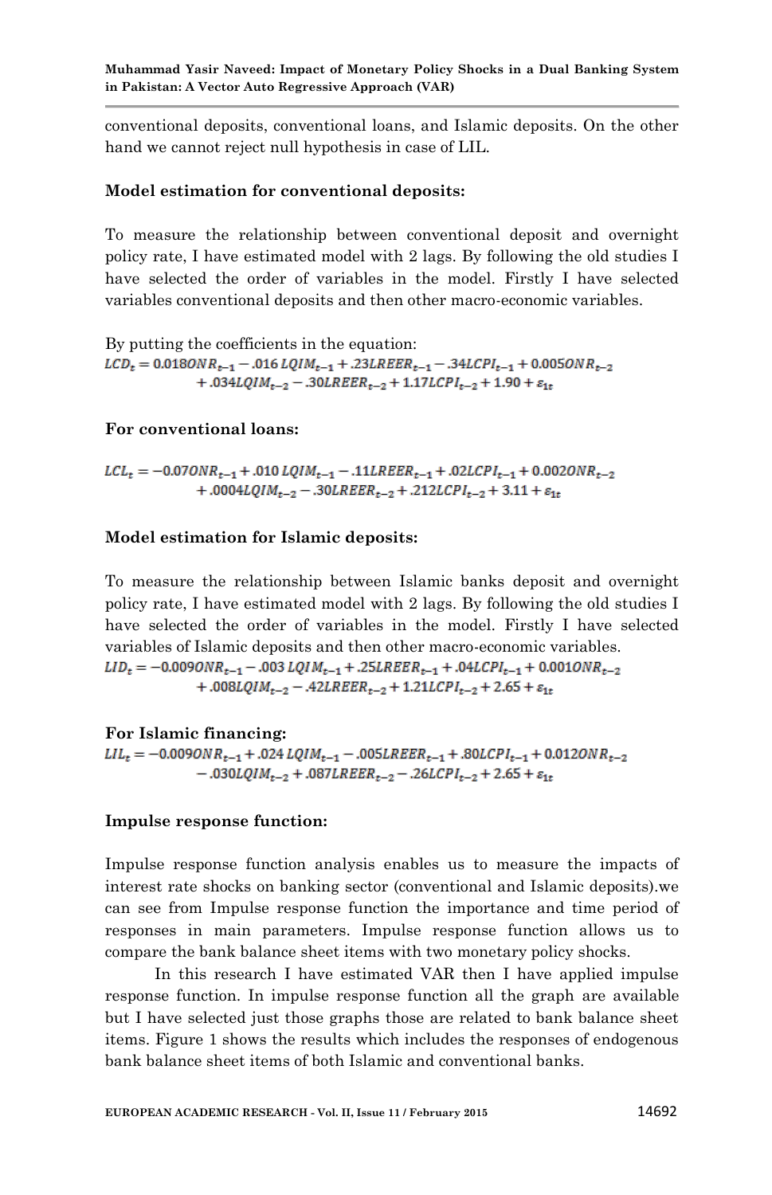conventional deposits, conventional loans, and Islamic deposits. On the other hand we cannot reject null hypothesis in case of LIL.

**Model estimation for conventional deposits:**

To measure the relationship between conventional deposit and overnight policy rate, I have estimated model with 2 lags. By following the old studies I have selected the order of variables in the model. Firstly I have selected variables conventional deposits and then other macro-economic variables.

By putting the coefficients in the equation:

$$LCD_t = 0.018ONR_{t-1} - .016\,LQIM_{t-1} + .23LREER_{t-1} - .34LCPI_{t-1} + 0.005ONR_{t-2} + .034LQIM_{t-2} - .30LREER_{t-2} + 1.17LCPI_{t-2} + 1.90 + \varepsilon_{1t}$$

**For conventional loans:**

$$LCL_t = -0.07ONR_{t-1} + .010\,LQIM_{t-1} - .11LREER_{t-1} + .02LCPI_{t-1} + 0.002ONR_{t-2} + .0004LQIM_{t-2} - .30LREER_{t-2} + .212LCPI_{t-2} + 3.11 + \varepsilon_{1t}$$

**Model estimation for Islamic deposits:**

To measure the relationship between Islamic banks deposit and overnight policy rate, I have estimated model with 2 lags. By following the old studies I have selected the order of variables in the model. Firstly I have selected variables of Islamic deposits and then other macro-economic variables.

$$LID_t = -0.009ONR_{t-1} - .003\,LQIM_{t-1} + .25LREER_{t-1} + .04LCPI_{t-1} + 0.001ONR_{t-2} + .008LQIM_{t-2} - .42LREER_{t-2} + 1.21LCPI_{t-2} + 2.65 + \varepsilon_{1t}$$

**For Islamic financing:**

$$LIL_t = -0.009ONR_{t-1} + .024\,LQIM_{t-1} - .005LREER_{t-1} + .80LCPI_{t-1} + 0.012ONR_{t-2} - .030LQIM_{t-2} + .087LREER_{t-2} - .26LCPI_{t-2} + 2.65 + \varepsilon_{1t}$$

**Impulse response function:**

Impulse response function analysis enables us to measure the impacts of interest rate shocks on banking sector (conventional and Islamic deposits).we can see from Impulse response function the importance and time period of responses in main parameters. Impulse response function allows us to compare the bank balance sheet items with two monetary policy shocks.

In this research I have estimated VAR then I have applied impulse response function. In impulse response function all the graph are available but I have selected just those graphs those are related to bank balance sheet items. Figure 1 shows the results which includes the responses of endogenous bank balance sheet items of both Islamic and conventional banks.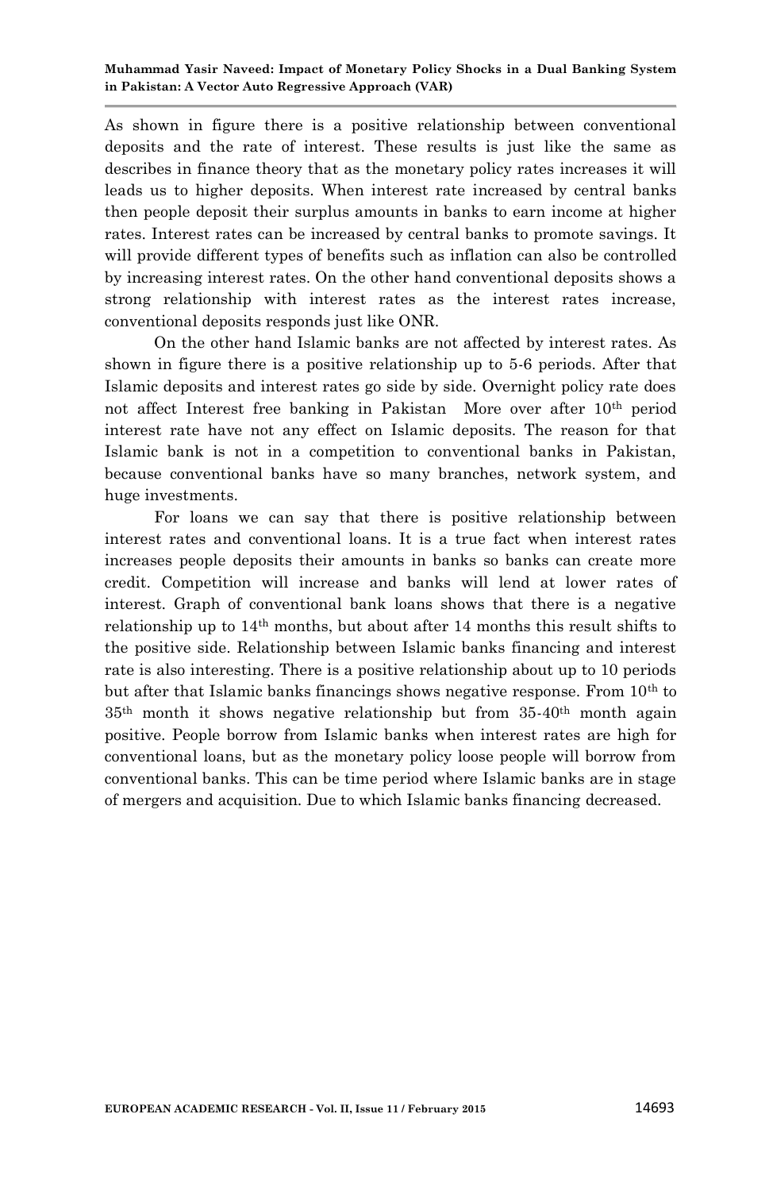As shown in figure there is a positive relationship between conventional deposits and the rate of interest. These results is just like the same as describes in finance theory that as the monetary policy rates increases it will leads us to higher deposits. When interest rate increased by central banks then people deposit their surplus amounts in banks to earn income at higher rates. Interest rates can be increased by central banks to promote savings. It will provide different types of benefits such as inflation can also be controlled by increasing interest rates. On the other hand conventional deposits shows a strong relationship with interest rates as the interest rates increase, conventional deposits responds just like ONR.

On the other hand Islamic banks are not affected by interest rates. As shown in figure there is a positive relationship up to 5-6 periods. After that Islamic deposits and interest rates go side by side. Overnight policy rate does not affect Interest free banking in Pakistan More over after 10th period interest rate have not any effect on Islamic deposits. The reason for that Islamic bank is not in a competition to conventional banks in Pakistan, because conventional banks have so many branches, network system, and huge investments.

For loans we can say that there is positive relationship between interest rates and conventional loans. It is a true fact when interest rates increases people deposits their amounts in banks so banks can create more credit. Competition will increase and banks will lend at lower rates of interest. Graph of conventional bank loans shows that there is a negative relationship up to 14th months, but about after 14 months this result shifts to the positive side. Relationship between Islamic banks financing and interest rate is also interesting. There is a positive relationship about up to 10 periods but after that Islamic banks financings shows negative response. From 10th to 35th month it shows negative relationship but from 35-40th month again positive. People borrow from Islamic banks when interest rates are high for conventional loans, but as the monetary policy loose people will borrow from conventional banks. This can be time period where Islamic banks are in stage of mergers and acquisition. Due to which Islamic banks financing decreased.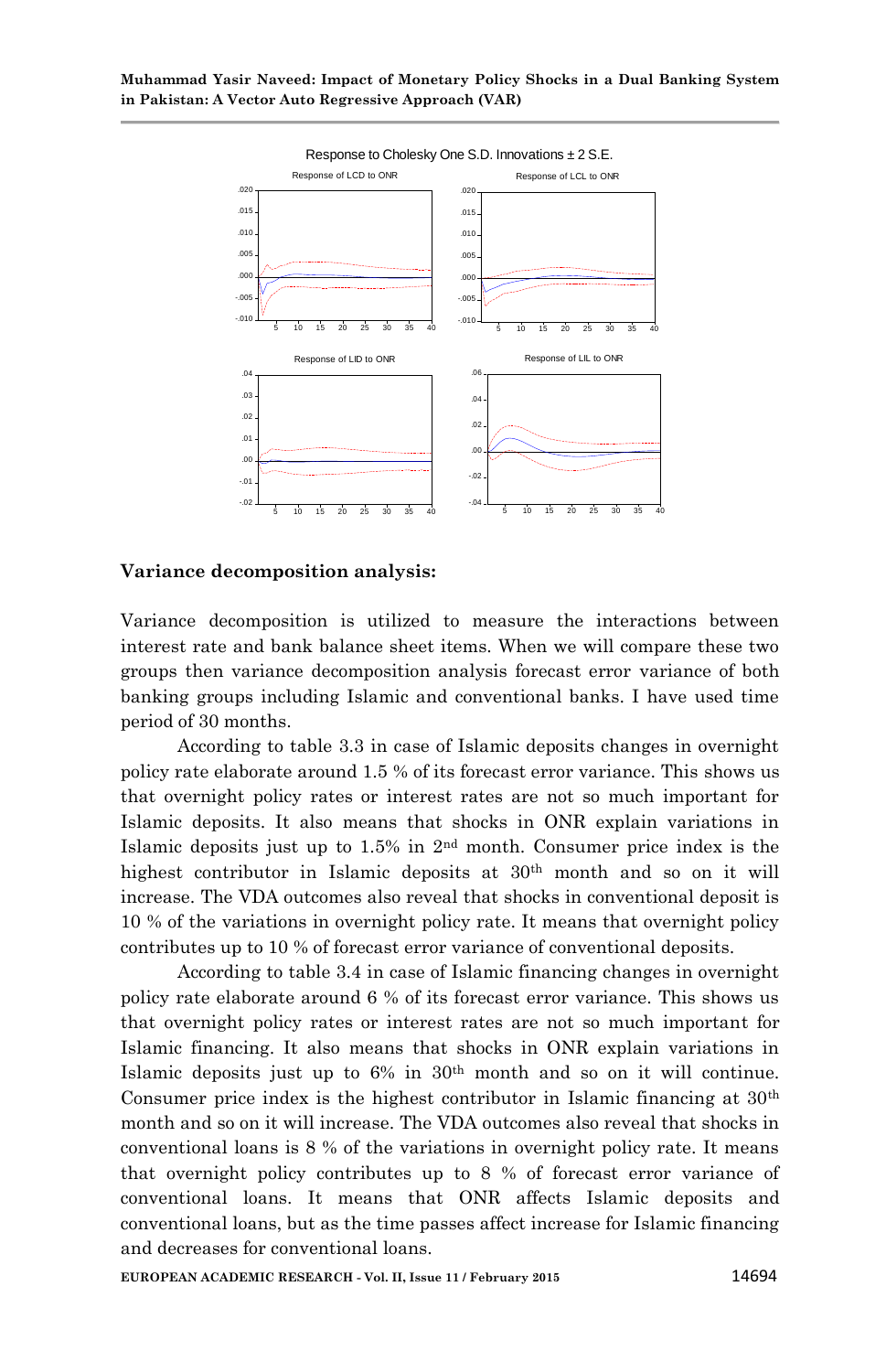Response to Cholesky One S.D. Innovations ± 2 S.E.

Response of LCD to ONR

Response of LCL to ONR

Response of LID to ONR

Response of LIL to ONR

### Variance decomposition analysis:

Variance decomposition is utilized to measure the interactions between interest rate and bank balance sheet items. When we will compare these two groups then variance decomposition analysis forecast error variance of both banking groups including Islamic and conventional banks. I have used time period of 30 months.

According to table 3.3 in case of Islamic deposits changes in overnight policy rate elaborate around 1.5 % of its forecast error variance. This shows us that overnight policy rates or interest rates are not so much important for Islamic deposits. It also means that shocks in ONR explain variations in Islamic deposits just up to 1.5% in 2nd month. Consumer price index is the highest contributor in Islamic deposits at 30th month and so on it will increase. The VDA outcomes also reveal that shocks in conventional deposit is 10 % of the variations in overnight policy rate. It means that overnight policy contributes up to 10 % of forecast error variance of conventional deposits.

According to table 3.4 in case of Islamic financing changes in overnight policy rate elaborate around 6 % of its forecast error variance. This shows us that overnight policy rates or interest rates are not so much important for Islamic financing. It also means that shocks in ONR explain variations in Islamic deposits just up to 6% in 30th month and so on it will continue. Consumer price index is the highest contributor in Islamic financing at 30th month and so on it will increase. The VDA outcomes also reveal that shocks in conventional loans is 8 % of the variations in overnight policy rate. It means that overnight policy contributes up to 8 % of forecast error variance of conventional loans. It means that ONR affects Islamic deposits and conventional loans, but as the time passes affect increase for Islamic financing and decreases for conventional loans.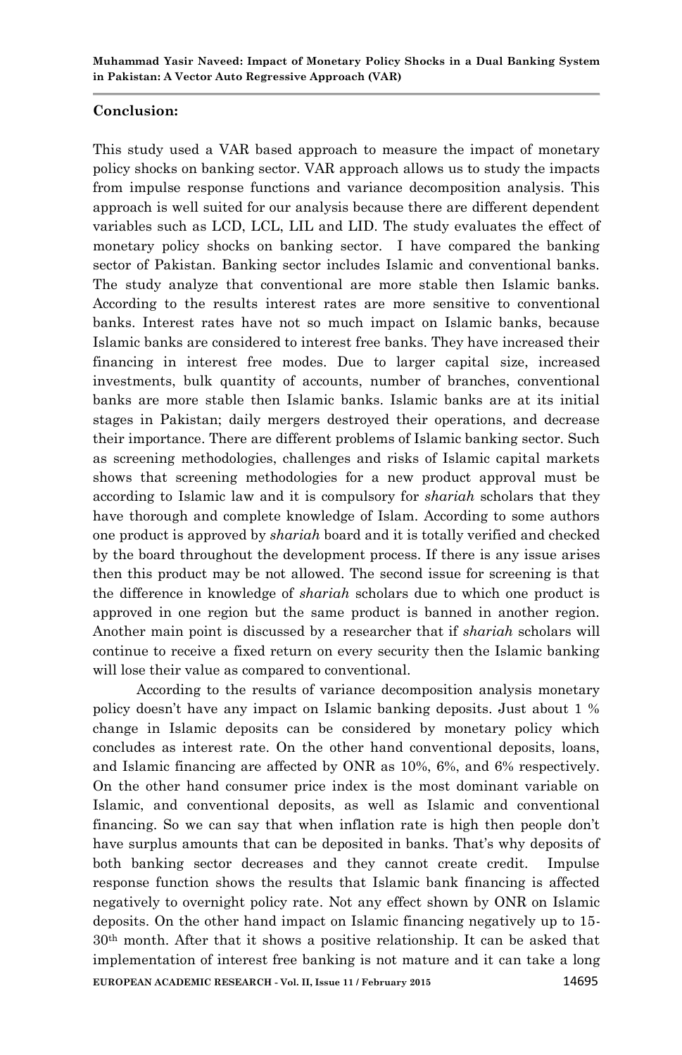**Conclusion:**

This study used a VAR based approach to measure the impact of monetary policy shocks on banking sector. VAR approach allows us to study the impacts from impulse response functions and variance decomposition analysis. This approach is well suited for our analysis because there are different dependent variables such as LCD, LCL, LIL and LID. The study evaluates the effect of monetary policy shocks on banking sector. I have compared the banking sector of Pakistan. Banking sector includes Islamic and conventional banks. The study analyze that conventional are more stable then Islamic banks. According to the results interest rates are more sensitive to conventional banks. Interest rates have not so much impact on Islamic banks, because Islamic banks are considered to interest free banks. They have increased their financing in interest free modes. Due to larger capital size, increased investments, bulk quantity of accounts, number of branches, conventional banks are more stable then Islamic banks. Islamic banks are at its initial stages in Pakistan; daily mergers destroyed their operations, and decrease their importance. There are different problems of Islamic banking sector. Such as screening methodologies, challenges and risks of Islamic capital markets shows that screening methodologies for a new product approval must be according to Islamic law and it is compulsory for *shariah* scholars that they have thorough and complete knowledge of Islam. According to some authors one product is approved by *shariah* board and it is totally verified and checked by the board throughout the development process. If there is any issue arises then this product may be not allowed. The second issue for screening is that the difference in knowledge of *shariah* scholars due to which one product is approved in one region but the same product is banned in another region. Another main point is discussed by a researcher that if *shariah* scholars will continue to receive a fixed return on every security then the Islamic banking will lose their value as compared to conventional.

According to the results of variance decomposition analysis monetary policy doesn't have any impact on Islamic banking deposits. Just about 1 % change in Islamic deposits can be considered by monetary policy which concludes as interest rate. On the other hand conventional deposits, loans, and Islamic financing are affected by ONR as 10%, 6%, and 6% respectively. On the other hand consumer price index is the most dominant variable on Islamic, and conventional deposits, as well as Islamic and conventional financing. So we can say that when inflation rate is high then people don't have surplus amounts that can be deposited in banks. That's why deposits of both banking sector decreases and they cannot create credit. Impulse response function shows the results that Islamic bank financing is affected negatively to overnight policy rate. Not any effect shown by ONR on Islamic deposits. On the other hand impact on Islamic financing negatively up to 15-30th month. After that it shows a positive relationship. It can be asked that implementation of interest free banking is not mature and it can take a long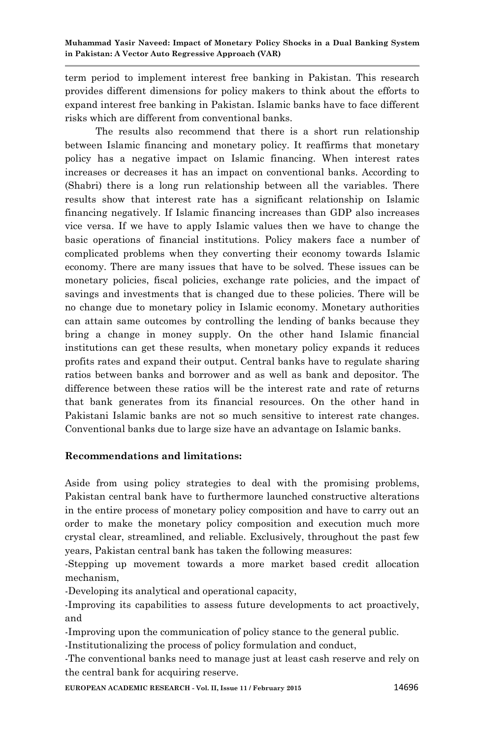term period to implement interest free banking in Pakistan. This research provides different dimensions for policy makers to think about the efforts to expand interest free banking in Pakistan. Islamic banks have to face different risks which are different from conventional banks.

The results also recommend that there is a short run relationship between Islamic financing and monetary policy. It reaffirms that monetary policy has a negative impact on Islamic financing. When interest rates increases or decreases it has an impact on conventional banks. According to (Shabri) there is a long run relationship between all the variables. There results show that interest rate has a significant relationship on Islamic financing negatively. If Islamic financing increases than GDP also increases vice versa. If we have to apply Islamic values then we have to change the basic operations of financial institutions. Policy makers face a number of complicated problems when they converting their economy towards Islamic economy. There are many issues that have to be solved. These issues can be monetary policies, fiscal policies, exchange rate policies, and the impact of savings and investments that is changed due to these policies. There will be no change due to monetary policy in Islamic economy. Monetary authorities can attain same outcomes by controlling the lending of banks because they bring a change in money supply. On the other hand Islamic financial institutions can get these results, when monetary policy expands it reduces profits rates and expand their output. Central banks have to regulate sharing ratios between banks and borrower and as well as bank and depositor. The difference between these ratios will be the interest rate and rate of returns that bank generates from its financial resources. On the other hand in Pakistani Islamic banks are not so much sensitive to interest rate changes. Conventional banks due to large size have an advantage on Islamic banks.

**Recommendations and limitations:**

Aside from using policy strategies to deal with the promising problems, Pakistan central bank have to furthermore launched constructive alterations in the entire process of monetary policy composition and have to carry out an order to make the monetary policy composition and execution much more crystal clear, streamlined, and reliable. Exclusively, throughout the past few years, Pakistan central bank has taken the following measures:

-Stepping up movement towards a more market based credit allocation mechanism,

-Developing its analytical and operational capacity,

-Improving its capabilities to assess future developments to act proactively, and

-Improving upon the communication of policy stance to the general public.

-Institutionalizing the process of policy formulation and conduct,

-The conventional banks need to manage just at least cash reserve and rely on the central bank for acquiring reserve.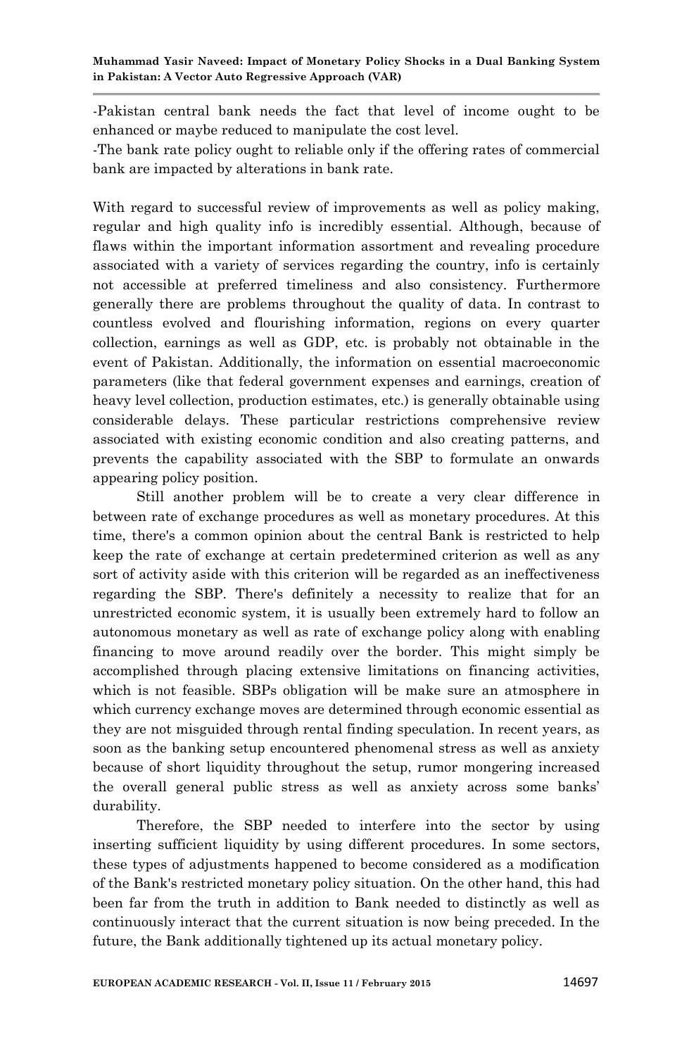-Pakistan central bank needs the fact that level of income ought to be enhanced or maybe reduced to manipulate the cost level.

-The bank rate policy ought to reliable only if the offering rates of commercial bank are impacted by alterations in bank rate.

With regard to successful review of improvements as well as policy making, regular and high quality info is incredibly essential. Although, because of flaws within the important information assortment and revealing procedure associated with a variety of services regarding the country, info is certainly not accessible at preferred timeliness and also consistency. Furthermore generally there are problems throughout the quality of data. In contrast to countless evolved and flourishing information, regions on every quarter collection, earnings as well as GDP, etc. is probably not obtainable in the event of Pakistan. Additionally, the information on essential macroeconomic parameters (like that federal government expenses and earnings, creation of heavy level collection, production estimates, etc.) is generally obtainable using considerable delays. These particular restrictions comprehensive review associated with existing economic condition and also creating patterns, and prevents the capability associated with the SBP to formulate an onwards appearing policy position.

Still another problem will be to create a very clear difference in between rate of exchange procedures as well as monetary procedures. At this time, there's a common opinion about the central Bank is restricted to help keep the rate of exchange at certain predetermined criterion as well as any sort of activity aside with this criterion will be regarded as an ineffectiveness regarding the SBP. There's definitely a necessity to realize that for an unrestricted economic system, it is usually been extremely hard to follow an autonomous monetary as well as rate of exchange policy along with enabling financing to move around readily over the border. This might simply be accomplished through placing extensive limitations on financing activities, which is not feasible. SBPs obligation will be make sure an atmosphere in which currency exchange moves are determined through economic essential as they are not misguided through rental finding speculation. In recent years, as soon as the banking setup encountered phenomenal stress as well as anxiety because of short liquidity throughout the setup, rumor mongering increased the overall general public stress as well as anxiety across some banks' durability.

Therefore, the SBP needed to interfere into the sector by using inserting sufficient liquidity by using different procedures. In some sectors, these types of adjustments happened to become considered as a modification of the Bank's restricted monetary policy situation. On the other hand, this had been far from the truth in addition to Bank needed to distinctly as well as continuously interact that the current situation is now being preceded. In the future, the Bank additionally tightened up its actual monetary policy.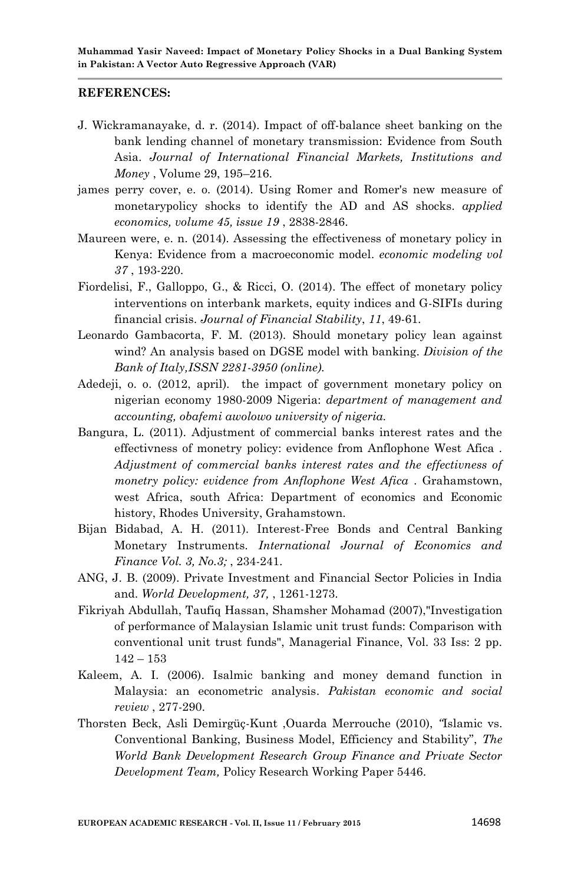## REFERENCES:

J. Wickramanayake, d. r. (2014). Impact of off-balance sheet banking on the bank lending channel of monetary transmission: Evidence from South Asia. *Journal of International Financial Markets, Institutions and Money* , Volume 29, 195–216.

james perry cover, e. o. (2014). Using Romer and Romer's new measure of monetarypolicy shocks to identify the AD and AS shocks. *applied economics, volume 45, issue 19* , 2838-2846.

Maureen were, e. n. (2014). Assessing the effectiveness of monetary policy in Kenya: Evidence from a macroeconomic model. *economic modeling vol 37* , 193-220.

Fiordelisi, F., Galloppo, G., & Ricci, O. (2014). The effect of monetary policy interventions on interbank markets, equity indices and G-SIFIs during financial crisis. *Journal of Financial Stability*, *11*, 49-61.

Leonardo Gambacorta, F. M. (2013). Should monetary policy lean against wind? An analysis based on DGSE model with banking. *Division of the Bank of Italy,ISSN 2281-3950 (online).*

Adedeji, o. o. (2012, april). the impact of government monetary policy on nigerian economy 1980-2009 Nigeria: *department of management and accounting, obafemi awolowo university of nigeria.*

Bangura, L. (2011). Adjustment of commercial banks interest rates and the effectivness of monetry policy: evidence from Anflophone West Afica . *Adjustment of commercial banks interest rates and the effectivness of monetry policy: evidence from Anflophone West Afica* . Grahamstown, west Africa, south Africa: Department of economics and Economic history, Rhodes University, Grahamstown.

Bijan Bidabad, A. H. (2011). Interest-Free Bonds and Central Banking Monetary Instruments. *International Journal of Economics and Finance Vol. 3, No.3;* , 234-241.

ANG, J. B. (2009). Private Investment and Financial Sector Policies in India and. *World Development, 37,* , 1261-1273.

Fikriyah Abdullah, Taufiq Hassan, Shamsher Mohamad (2007),"Investigation of performance of Malaysian Islamic unit trust funds: Comparison with conventional unit trust funds", Managerial Finance, Vol. 33 Iss: 2 pp. 142 – 153

Kaleem, A. I. (2006). Isalmic banking and money demand function in Malaysia: an econometric analysis. *Pakistan economic and social review* , 277-290.

Thorsten Beck, Asli Demirgüç-Kunt ,Ouarda Merrouche (2010), "Islamic vs. Conventional Banking, Business Model, Efficiency and Stability", *The World Bank Development Research Group Finance and Private Sector Development Team,* Policy Research Working Paper 5446.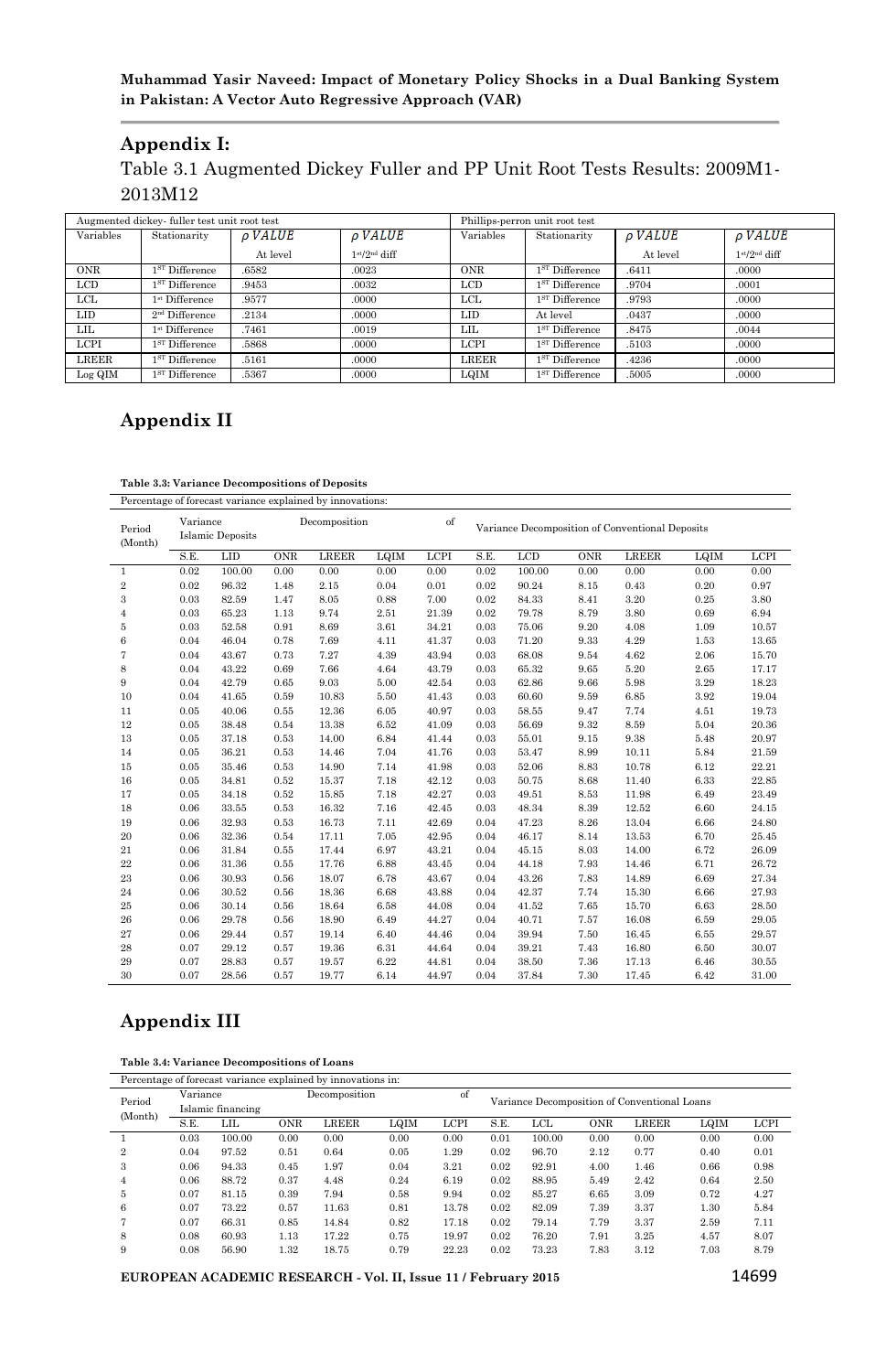## Appendix I:

Table 3.1 Augmented Dickey Fuller and PP Unit Root Tests Results: 2009M1-2013M12

| Augmented dickey- fuller test unit root test | | | | Phillips-perron unit root test | | | |
|---|---|---|---|---|---|---|---|
| Variables | Stationarity | $\rho$ VALUE At level | $\rho$ VALUE 1st/2nd diff | Variables | Stationarity | $\rho$ VALUE At level | $\rho$ VALUE 1st/2nd diff |
| ONR | 1ST Difference | .6582 | .0023 | ONR | 1ST Difference | .6411 | .0000 |
| LCD | 1ST Difference | .9453 | .0032 | LCD | 1ST Difference | .9704 | .0001 |
| LCL | 1st Difference | .9577 | .0000 | LCL | 1ST Difference | .9793 | .0000 |
| LID | 2nd Difference | .2134 | .0000 | LID | At level | .0437 | .0000 |
| LIL | 1st Difference | .7461 | .0019 | LIL | 1ST Difference | .8475 | .0044 |
| LCPI | 1ST Difference | .5868 | .0000 | LCPI | 1ST Difference | .5103 | .0000 |
| LREER | 1ST Difference | .5161 | .0000 | LREER | 1ST Difference | .4236 | .0000 |
| Log QIM | 1ST Difference | .5367 | .0000 | LQIM | 1ST Difference | .5005 | .0000 |

## Appendix II

**Table 3.3: Variance Decompositions of Deposits**

Percentage of forecast variance explained by innovations:

| Period (Month) | Variance Decomposition of Islamic Deposits | | | | | | Variance Decomposition of Conventional Deposits | | | | | |
|---|---|---|---|---|---|---|---|---|---|---|---|---|
| | S.E. | LID | ONR | LREER | LQIM | LCPI | S.E. | LCD | ONR | LREER | LQIM | LCPI |
| 1 | 0.02 | 100.00 | 0.00 | 0.00 | 0.00 | 0.00 | 0.02 | 100.00 | 0.00 | 0.00 | 0.00 | 0.00 |
| 2 | 0.02 | 96.32 | 1.48 | 2.15 | 0.04 | 0.01 | 0.02 | 90.24 | 8.15 | 0.43 | 0.20 | 0.97 |
| 3 | 0.03 | 82.59 | 1.47 | 8.05 | 0.88 | 7.00 | 0.02 | 84.33 | 8.41 | 3.20 | 0.25 | 3.80 |
| 4 | 0.03 | 65.23 | 1.13 | 9.74 | 2.51 | 21.39 | 0.02 | 79.78 | 8.79 | 3.80 | 0.69 | 6.94 |
| 5 | 0.03 | 52.58 | 0.91 | 8.69 | 3.61 | 34.21 | 0.03 | 75.06 | 9.20 | 4.08 | 1.09 | 10.57 |
| 6 | 0.04 | 46.04 | 0.78 | 7.69 | 4.11 | 41.37 | 0.03 | 71.20 | 9.33 | 4.29 | 1.53 | 13.65 |
| 7 | 0.04 | 43.67 | 0.73 | 7.27 | 4.39 | 43.94 | 0.03 | 68.08 | 9.54 | 4.62 | 2.06 | 15.70 |
| 8 | 0.04 | 43.22 | 0.69 | 7.66 | 4.64 | 43.79 | 0.03 | 65.32 | 9.65 | 5.20 | 2.65 | 17.17 |
| 9 | 0.04 | 42.79 | 0.65 | 9.03 | 5.00 | 42.54 | 0.03 | 62.86 | 9.66 | 5.98 | 3.29 | 18.23 |
| 10 | 0.04 | 41.65 | 0.59 | 10.83 | 5.50 | 41.43 | 0.03 | 60.60 | 9.59 | 6.85 | 3.92 | 19.04 |
| 11 | 0.05 | 40.06 | 0.55 | 12.36 | 6.05 | 40.97 | 0.03 | 58.55 | 9.47 | 7.74 | 4.51 | 19.73 |
| 12 | 0.05 | 38.48 | 0.54 | 13.38 | 6.52 | 41.09 | 0.03 | 56.69 | 9.32 | 8.59 | 5.04 | 20.36 |
| 13 | 0.05 | 37.18 | 0.53 | 14.00 | 6.84 | 41.44 | 0.03 | 55.01 | 9.15 | 9.38 | 5.48 | 20.97 |
| 14 | 0.05 | 36.21 | 0.53 | 14.46 | 7.04 | 41.76 | 0.03 | 53.47 | 8.99 | 10.11 | 5.84 | 21.59 |
| 15 | 0.05 | 35.46 | 0.53 | 14.90 | 7.14 | 41.98 | 0.03 | 52.06 | 8.83 | 10.78 | 6.12 | 22.21 |
| 16 | 0.05 | 34.81 | 0.52 | 15.37 | 7.18 | 42.12 | 0.03 | 50.75 | 8.68 | 11.40 | 6.33 | 22.85 |
| 17 | 0.05 | 34.18 | 0.52 | 15.85 | 7.18 | 42.27 | 0.03 | 49.51 | 8.53 | 11.98 | 6.49 | 23.49 |
| 18 | 0.06 | 33.55 | 0.53 | 16.32 | 7.16 | 42.45 | 0.03 | 48.34 | 8.39 | 12.52 | 6.60 | 24.15 |
| 19 | 0.06 | 32.93 | 0.53 | 16.73 | 7.11 | 42.69 | 0.04 | 47.23 | 8.26 | 13.04 | 6.66 | 24.80 |
| 20 | 0.06 | 32.36 | 0.54 | 17.11 | 7.05 | 42.95 | 0.04 | 46.17 | 8.14 | 13.53 | 6.70 | 25.45 |
| 21 | 0.06 | 31.84 | 0.55 | 17.44 | 6.97 | 43.21 | 0.04 | 45.15 | 8.03 | 14.00 | 6.72 | 26.09 |
| 22 | 0.06 | 31.36 | 0.55 | 17.76 | 6.88 | 43.45 | 0.04 | 44.18 | 7.93 | 14.46 | 6.71 | 26.72 |
| 23 | 0.06 | 30.93 | 0.56 | 18.07 | 6.78 | 43.67 | 0.04 | 43.26 | 7.83 | 14.89 | 6.69 | 27.34 |
| 24 | 0.06 | 30.52 | 0.56 | 18.36 | 6.68 | 43.88 | 0.04 | 42.37 | 7.74 | 15.30 | 6.66 | 27.93 |
| 25 | 0.06 | 30.14 | 0.56 | 18.64 | 6.58 | 44.08 | 0.04 | 41.52 | 7.65 | 15.70 | 6.63 | 28.50 |
| 26 | 0.06 | 29.78 | 0.56 | 18.90 | 6.49 | 44.27 | 0.04 | 40.71 | 7.57 | 16.08 | 6.59 | 29.05 |
| 27 | 0.06 | 29.44 | 0.57 | 19.14 | 6.40 | 44.46 | 0.04 | 39.94 | 7.50 | 16.45 | 6.55 | 29.57 |
| 28 | 0.07 | 29.12 | 0.57 | 19.36 | 6.31 | 44.64 | 0.04 | 39.21 | 7.43 | 16.80 | 6.50 | 30.07 |
| 29 | 0.07 | 28.83 | 0.57 | 19.57 | 6.22 | 44.81 | 0.04 | 38.50 | 7.36 | 17.13 | 6.46 | 30.55 |
| 30 | 0.07 | 28.56 | 0.57 | 19.77 | 6.14 | 44.97 | 0.04 | 37.84 | 7.30 | 17.45 | 6.42 | 31.00 |

## Appendix III

**Table 3.4: Variance Decompositions of Loans**

Percentage of forecast variance explained by innovations in:

| Period (Month) | Variance Decomposition of Islamic financing | | | | | | Variance Decomposition of Conventional Loans | | | | | |
|---|---|---|---|---|---|---|---|---|---|---|---|---|
| | S.E. | LIL | ONR | LREER | LQIM | LCPI | S.E. | LCL | ONR | LREER | LQIM | LCPI |
| 1 | 0.03 | 100.00 | 0.00 | 0.00 | 0.00 | 0.00 | 0.01 | 100.00 | 0.00 | 0.00 | 0.00 | 0.00 |
| 2 | 0.04 | 97.52 | 0.51 | 0.64 | 0.05 | 1.29 | 0.02 | 96.70 | 2.12 | 0.77 | 0.40 | 0.01 |
| 3 | 0.06 | 94.33 | 0.45 | 1.97 | 0.04 | 3.21 | 0.02 | 92.91 | 4.00 | 1.46 | 0.66 | 0.98 |
| 4 | 0.06 | 88.72 | 0.37 | 4.48 | 0.24 | 6.19 | 0.02 | 88.95 | 5.49 | 2.42 | 0.64 | 2.50 |
| 5 | 0.07 | 81.15 | 0.39 | 7.94 | 0.58 | 9.94 | 0.02 | 85.27 | 6.65 | 3.09 | 0.72 | 4.27 |
| 6 | 0.07 | 73.22 | 0.57 | 11.63 | 0.81 | 13.78 | 0.02 | 82.09 | 7.39 | 3.37 | 1.30 | 5.84 |
| 7 | 0.07 | 66.31 | 0.85 | 14.84 | 0.82 | 17.18 | 0.02 | 79.14 | 7.79 | 3.37 | 2.59 | 7.11 |
| 8 | 0.08 | 60.93 | 1.13 | 17.22 | 0.75 | 19.97 | 0.02 | 76.20 | 7.91 | 3.25 | 4.57 | 8.07 |
| 9 | 0.08 | 56.90 | 1.32 | 18.75 | 0.79 | 22.23 | 0.02 | 73.23 | 7.83 | 3.12 | 7.03 | 8.79 |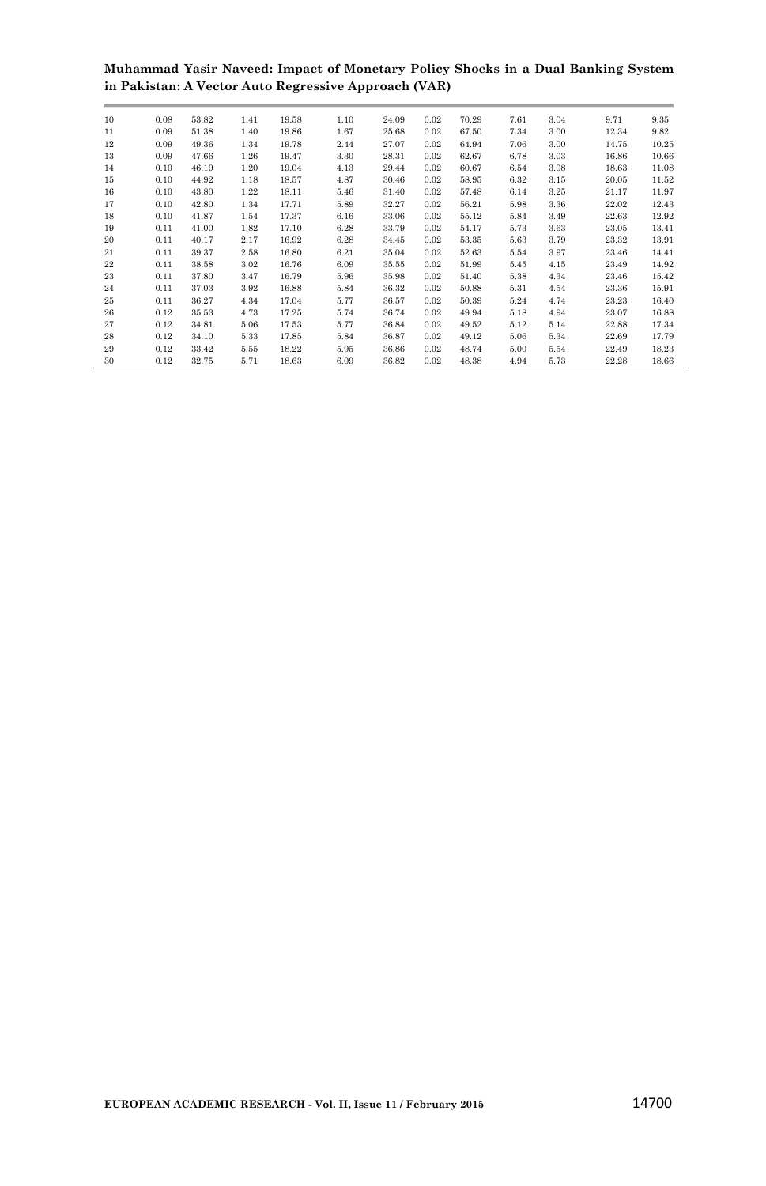| | | | | | | | | | | | | |
|---|---|---|---|---|---|---|---|---|---|---|---|---|
| 10 | 0.08 | 53.82 | 1.41 | 19.58 | 1.10 | 24.09 | 0.02 | 70.29 | 7.61 | 3.04 | 9.71 | 9.35 |
| 11 | 0.09 | 51.38 | 1.40 | 19.86 | 1.67 | 25.68 | 0.02 | 67.50 | 7.34 | 3.00 | 12.34 | 9.82 |
| 12 | 0.09 | 49.36 | 1.34 | 19.78 | 2.44 | 27.07 | 0.02 | 64.94 | 7.06 | 3.00 | 14.75 | 10.25 |
| 13 | 0.09 | 47.66 | 1.26 | 19.47 | 3.30 | 28.31 | 0.02 | 62.67 | 6.78 | 3.03 | 16.86 | 10.66 |
| 14 | 0.10 | 46.19 | 1.20 | 19.04 | 4.13 | 29.44 | 0.02 | 60.67 | 6.54 | 3.08 | 18.63 | 11.08 |
| 15 | 0.10 | 44.92 | 1.18 | 18.57 | 4.87 | 30.46 | 0.02 | 58.95 | 6.32 | 3.15 | 20.05 | 11.52 |
| 16 | 0.10 | 43.80 | 1.22 | 18.11 | 5.46 | 31.40 | 0.02 | 57.48 | 6.14 | 3.25 | 21.17 | 11.97 |
| 17 | 0.10 | 42.80 | 1.34 | 17.71 | 5.89 | 32.27 | 0.02 | 56.21 | 5.98 | 3.36 | 22.02 | 12.43 |
| 18 | 0.10 | 41.87 | 1.54 | 17.37 | 6.16 | 33.06 | 0.02 | 55.12 | 5.84 | 3.49 | 22.63 | 12.92 |
| 19 | 0.11 | 41.00 | 1.82 | 17.10 | 6.28 | 33.79 | 0.02 | 54.17 | 5.73 | 3.63 | 23.05 | 13.41 |
| 20 | 0.11 | 40.17 | 2.17 | 16.92 | 6.28 | 34.45 | 0.02 | 53.35 | 5.63 | 3.79 | 23.32 | 13.91 |
| 21 | 0.11 | 39.37 | 2.58 | 16.80 | 6.21 | 35.04 | 0.02 | 52.63 | 5.54 | 3.97 | 23.46 | 14.41 |
| 22 | 0.11 | 38.58 | 3.02 | 16.76 | 6.09 | 35.55 | 0.02 | 51.99 | 5.45 | 4.15 | 23.49 | 14.92 |
| 23 | 0.11 | 37.80 | 3.47 | 16.79 | 5.96 | 35.98 | 0.02 | 51.40 | 5.38 | 4.34 | 23.46 | 15.42 |
| 24 | 0.11 | 37.03 | 3.92 | 16.88 | 5.84 | 36.32 | 0.02 | 50.88 | 5.31 | 4.54 | 23.36 | 15.91 |
| 25 | 0.11 | 36.27 | 4.34 | 17.04 | 5.77 | 36.57 | 0.02 | 50.39 | 5.24 | 4.74 | 23.23 | 16.40 |
| 26 | 0.12 | 35.53 | 4.73 | 17.25 | 5.74 | 36.74 | 0.02 | 49.94 | 5.18 | 4.94 | 23.07 | 16.88 |
| 27 | 0.12 | 34.81 | 5.06 | 17.53 | 5.77 | 36.84 | 0.02 | 49.52 | 5.12 | 5.14 | 22.88 | 17.34 |
| 28 | 0.12 | 34.10 | 5.33 | 17.85 | 5.84 | 36.87 | 0.02 | 49.12 | 5.06 | 5.34 | 22.69 | 17.79 |
| 29 | 0.12 | 33.42 | 5.55 | 18.22 | 5.95 | 36.86 | 0.02 | 48.74 | 5.00 | 5.54 | 22.49 | 18.23 |
| 30 | 0.12 | 32.75 | 5.71 | 18.63 | 6.09 | 36.82 | 0.02 | 48.38 | 4.94 | 5.73 | 22.28 | 18.66 |